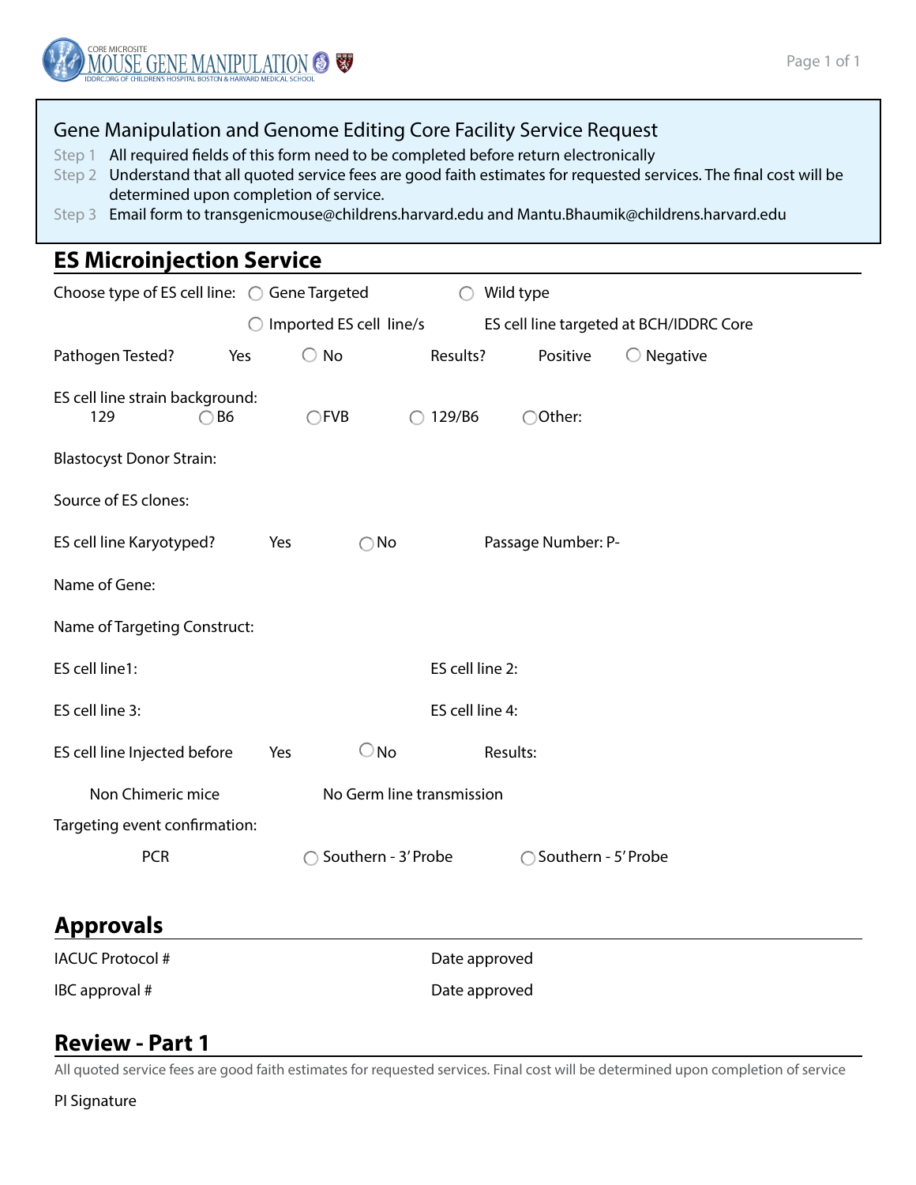CORE MICROSITE
MOUSE GENE MANIPULATION
IDDRC.ORG OF CHILDREN'S HOSPITAL BOSTON & HARVARD MEDICAL SCHOOL

## Gene Manipulation and Genome Editing Core Facility Service Request

Step 1 All required fields of this form need to be completed before return electronically

Step 2 Understand that all quoted service fees are good faith estimates for requested services. The final cost will be determined upon completion of service.

Step 3 Email form to transgenicmouse@childrens.harvard.edu and Mantu.Bhaumik@childrens.harvard.edu

## ES Microinjection Service

Choose type of ES cell line: ○ Gene Targeted ○ Wild type

○ Imported ES cell line/s ES cell line targeted at BCH/IDDRC Core

Pathogen Tested? Yes ○ No Results? Positive ○ Negative

ES cell line strain background:
129 ○ B6 ○ FVB ○ 129/B6 ○ Other:

Blastocyst Donor Strain:

Source of ES clones:

ES cell line Karyotyped? Yes ○ No Passage Number: P-

Name of Gene:

Name of Targeting Construct:

ES cell line1: ES cell line 2:

ES cell line 3: ES cell line 4:

ES cell line Injected before Yes ○ No Results:

Non Chimeric mice No Germ line transmission

Targeting event confirmation:

PCR ○ Southern - 3' Probe ○ Southern - 5' Probe

## Approvals

IACUC Protocol # Date approved

IBC approval # Date approved

## Review - Part 1

All quoted service fees are good faith estimates for requested services. Final cost will be determined upon completion of service

PI Signature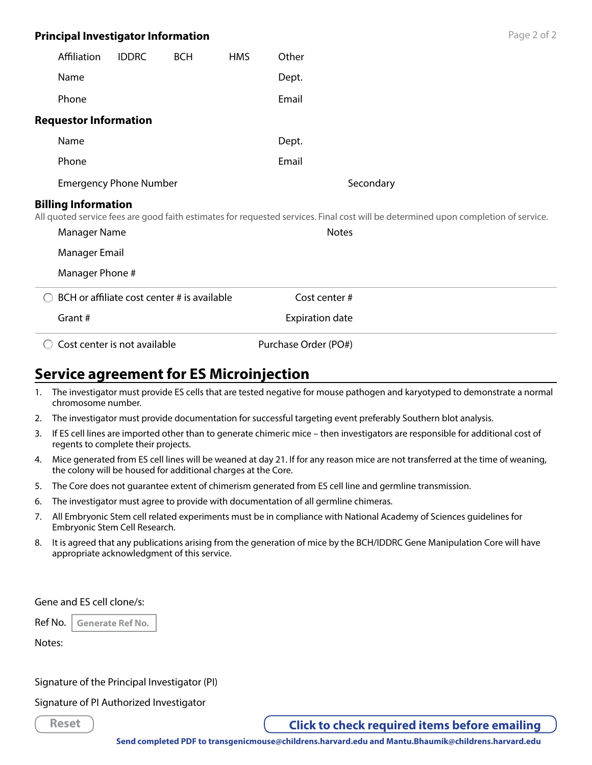## Principal Investigator Information

Affiliation IDDRC BCH HMS Other

Name

Dept.

Phone

Email

## Requestor Information

Name

Dept.

Phone

Email

Emergency Phone Number

Secondary

## Billing Information

All quoted service fees are good faith estimates for requested services. Final cost will be determined upon completion of service.

Manager Name

Notes

Manager Email

Manager Phone #

○ BCH or affiliate cost center # is available

Cost center #

Grant #

Expiration date

○ Cost center is not available

Purchase Order (PO#)

# Service agreement for ES Microinjection

1. The investigator must provide ES cells that are tested negative for mouse pathogen and karyotyped to demonstrate a normal chromosome number.
2. The investigator must provide documentation for successful targeting event preferably Southern blot analysis.
3. If ES cell lines are imported other than to generate chimeric mice – then investigators are responsible for additional cost of regents to complete their projects.
4. Mice generated from ES cell lines will be weaned at day 21. If for any reason mice are not transferred at the time of weaning, the colony will be housed for additional charges at the Core.
5. The Core does not guarantee extent of chimerism generated from ES cell line and germline transmission.
6. The investigator must agree to provide with documentation of all germline chimeras.
7. All Embryonic Stem cell related experiments must be in compliance with National Academy of Sciences guidelines for Embryonic Stem Cell Research.
8. It is agreed that any publications arising from the generation of mice by the BCH/IDDRC Gene Manipulation Core will have appropriate acknowledgment of this service.

Gene and ES cell clone/s:

Ref No. Generate Ref No.

Notes:

Signature of the Principal Investigator (PI)

Signature of PI Authorized Investigator

Reset

Click to check required items before emailing

**Send completed PDF to transgenicmouse@childrens.harvard.edu and Mantu.Bhaumik@childrens.harvard.edu**